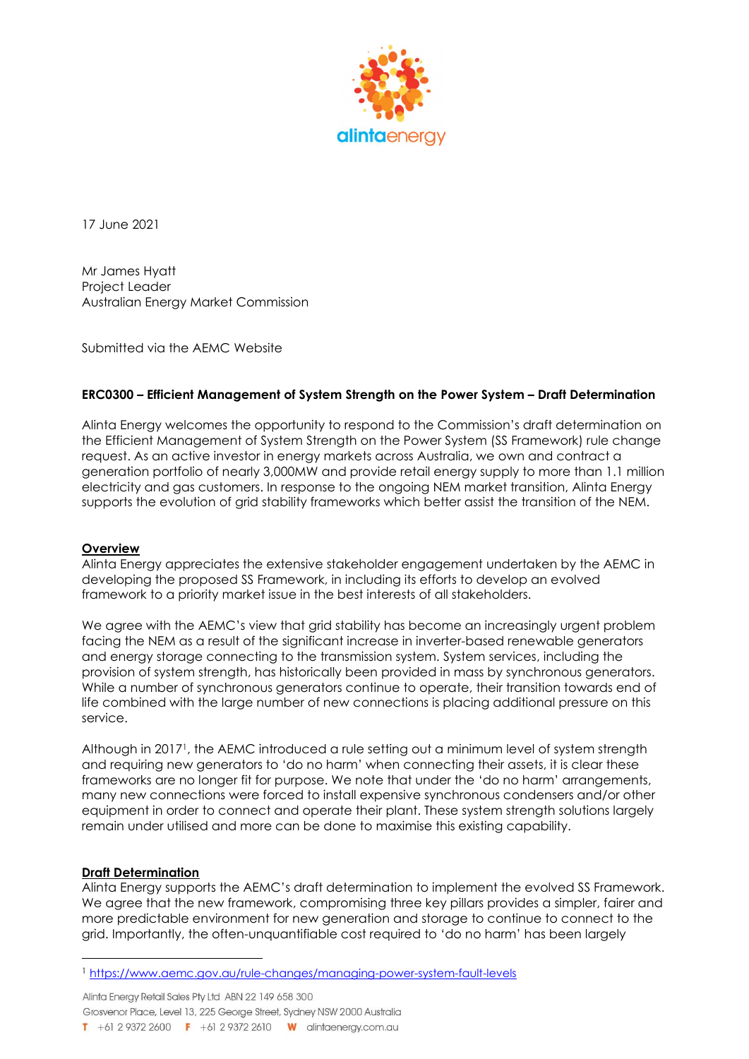17 June 2021

Mr James Hyatt
Project Leader
Australian Energy Market Commission

Submitted via the AEMC Website

**ERC0300 – Efficient Management of System Strength on the Power System – Draft Determination**

Alinta Energy welcomes the opportunity to respond to the Commission's draft determination on the Efficient Management of System Strength on the Power System (SS Framework) rule change request. As an active investor in energy markets across Australia, we own and contract a generation portfolio of nearly 3,000MW and provide retail energy supply to more than 1.1 million electricity and gas customers. In response to the ongoing NEM market transition, Alinta Energy supports the evolution of grid stability frameworks which better assist the transition of the NEM.

**Overview**

Alinta Energy appreciates the extensive stakeholder engagement undertaken by the AEMC in developing the proposed SS Framework, in including its efforts to develop an evolved framework to a priority market issue in the best interests of all stakeholders.

We agree with the AEMC's view that grid stability has become an increasingly urgent problem facing the NEM as a result of the significant increase in inverter-based renewable generators and energy storage connecting to the transmission system. System services, including the provision of system strength, has historically been provided in mass by synchronous generators. While a number of synchronous generators continue to operate, their transition towards end of life combined with the large number of new connections is placing additional pressure on this service.

Although in 2017[1], the AEMC introduced a rule setting out a minimum level of system strength and requiring new generators to 'do no harm' when connecting their assets, it is clear these frameworks are no longer fit for purpose. We note that under the 'do no harm' arrangements, many new connections were forced to install expensive synchronous condensers and/or other equipment in order to connect and operate their plant. These system strength solutions largely remain under utilised and more can be done to maximise this existing capability.

**Draft Determination**

Alinta Energy supports the AEMC's draft determination to implement the evolved SS Framework. We agree that the new framework, compromising three key pillars provides a simpler, fairer and more predictable environment for new generation and storage to continue to connect to the grid. Importantly, the often-unquantifiable cost required to 'do no harm' has been largely

[1] https://www.aemc.gov.au/rule-changes/managing-power-system-fault-levels

Alinta Energy Retail Sales Pty Ltd ABN 22 149 658 300
Grosvenor Place, Level 13, 225 George Street, Sydney NSW 2000 Australia
T +61 2 9372 2600 F +61 2 9372 2610 W alintaenergy.com.au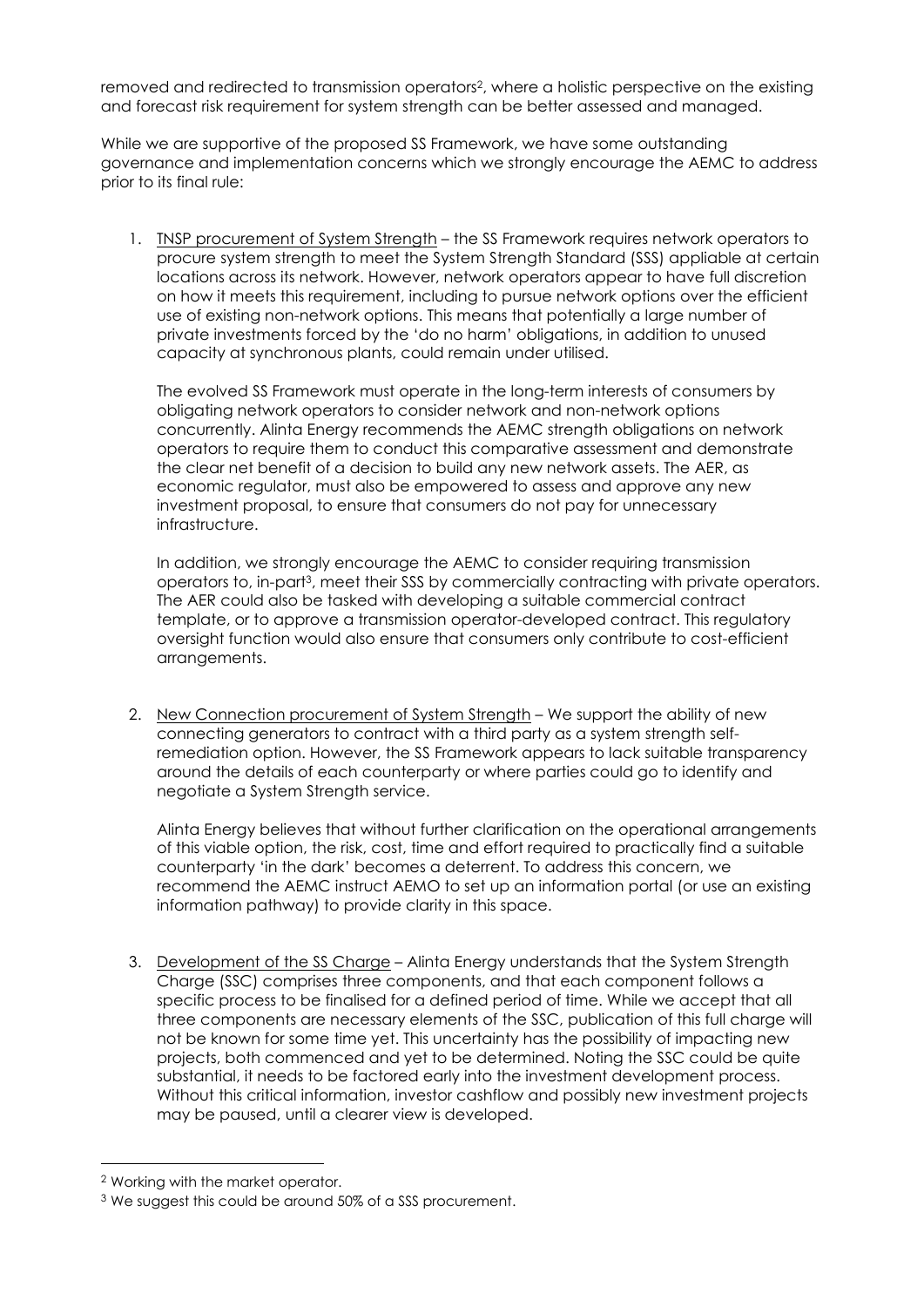removed and redirected to transmission operators[2], where a holistic perspective on the existing and forecast risk requirement for system strength can be better assessed and managed.

While we are supportive of the proposed SS Framework, we have some outstanding governance and implementation concerns which we strongly encourage the AEMC to address prior to its final rule:

1. <u>TNSP procurement of System Strength</u> – the SS Framework requires network operators to procure system strength to meet the System Strength Standard (SSS) appliable at certain locations across its network. However, network operators appear to have full discretion on how it meets this requirement, including to pursue network options over the efficient use of existing non-network options. This means that potentially a large number of private investments forced by the 'do no harm' obligations, in addition to unused capacity at synchronous plants, could remain under utilised.

   The evolved SS Framework must operate in the long-term interests of consumers by obligating network operators to consider network and non-network options concurrently. Alinta Energy recommends the AEMC strength obligations on network operators to require them to conduct this comparative assessment and demonstrate the clear net benefit of a decision to build any new network assets. The AER, as economic regulator, must also be empowered to assess and approve any new investment proposal, to ensure that consumers do not pay for unnecessary infrastructure.

   In addition, we strongly encourage the AEMC to consider requiring transmission operators to, in-part[3], meet their SSS by commercially contracting with private operators. The AER could also be tasked with developing a suitable commercial contract template, or to approve a transmission operator-developed contract. This regulatory oversight function would also ensure that consumers only contribute to cost-efficient arrangements.

2. <u>New Connection procurement of System Strength</u> – We support the ability of new connecting generators to contract with a third party as a system strength self-remediation option. However, the SS Framework appears to lack suitable transparency around the details of each counterparty or where parties could go to identify and negotiate a System Strength service.

   Alinta Energy believes that without further clarification on the operational arrangements of this viable option, the risk, cost, time and effort required to practically find a suitable counterparty 'in the dark' becomes a deterrent. To address this concern, we recommend the AEMC instruct AEMO to set up an information portal (or use an existing information pathway) to provide clarity in this space.

3. <u>Development of the SS Charge</u> – Alinta Energy understands that the System Strength Charge (SSC) comprises three components, and that each component follows a specific process to be finalised for a defined period of time. While we accept that all three components are necessary elements of the SSC, publication of this full charge will not be known for some time yet. This uncertainty has the possibility of impacting new projects, both commenced and yet to be determined. Noting the SSC could be quite substantial, it needs to be factored early into the investment development process. Without this critical information, investor cashflow and possibly new investment projects may be paused, until a clearer view is developed.

---

[2] Working with the market operator.

[3] We suggest this could be around 50% of a SSS procurement.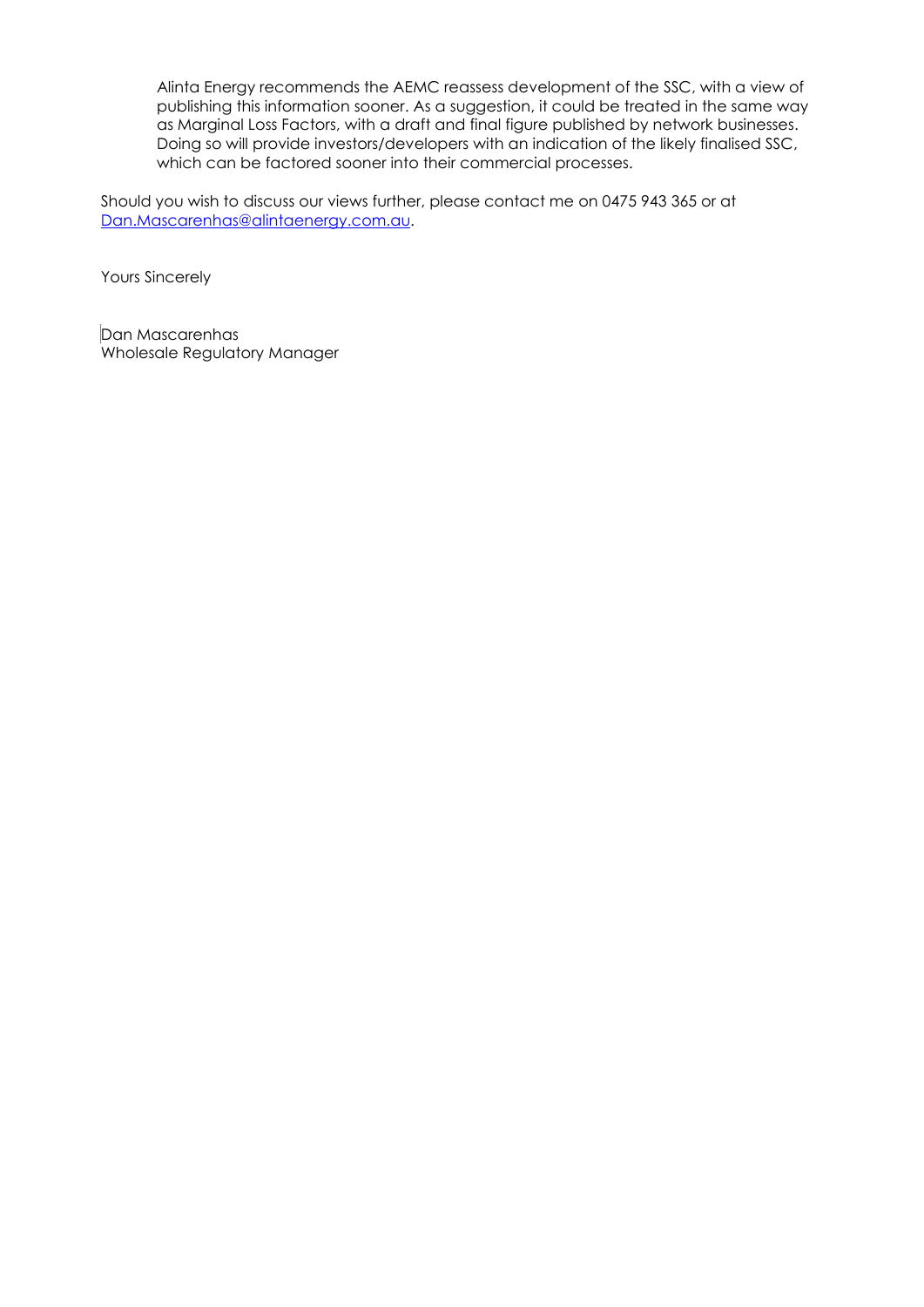Alinta Energy recommends the AEMC reassess development of the SSC, with a view of publishing this information sooner. As a suggestion, it could be treated in the same way as Marginal Loss Factors, with a draft and final figure published by network businesses. Doing so will provide investors/developers with an indication of the likely finalised SSC, which can be factored sooner into their commercial processes.

Should you wish to discuss our views further, please contact me on 0475 943 365 or at Dan.Mascarenhas@alintaenergy.com.au.

Yours Sincerely

Dan Mascarenhas
Wholesale Regulatory Manager